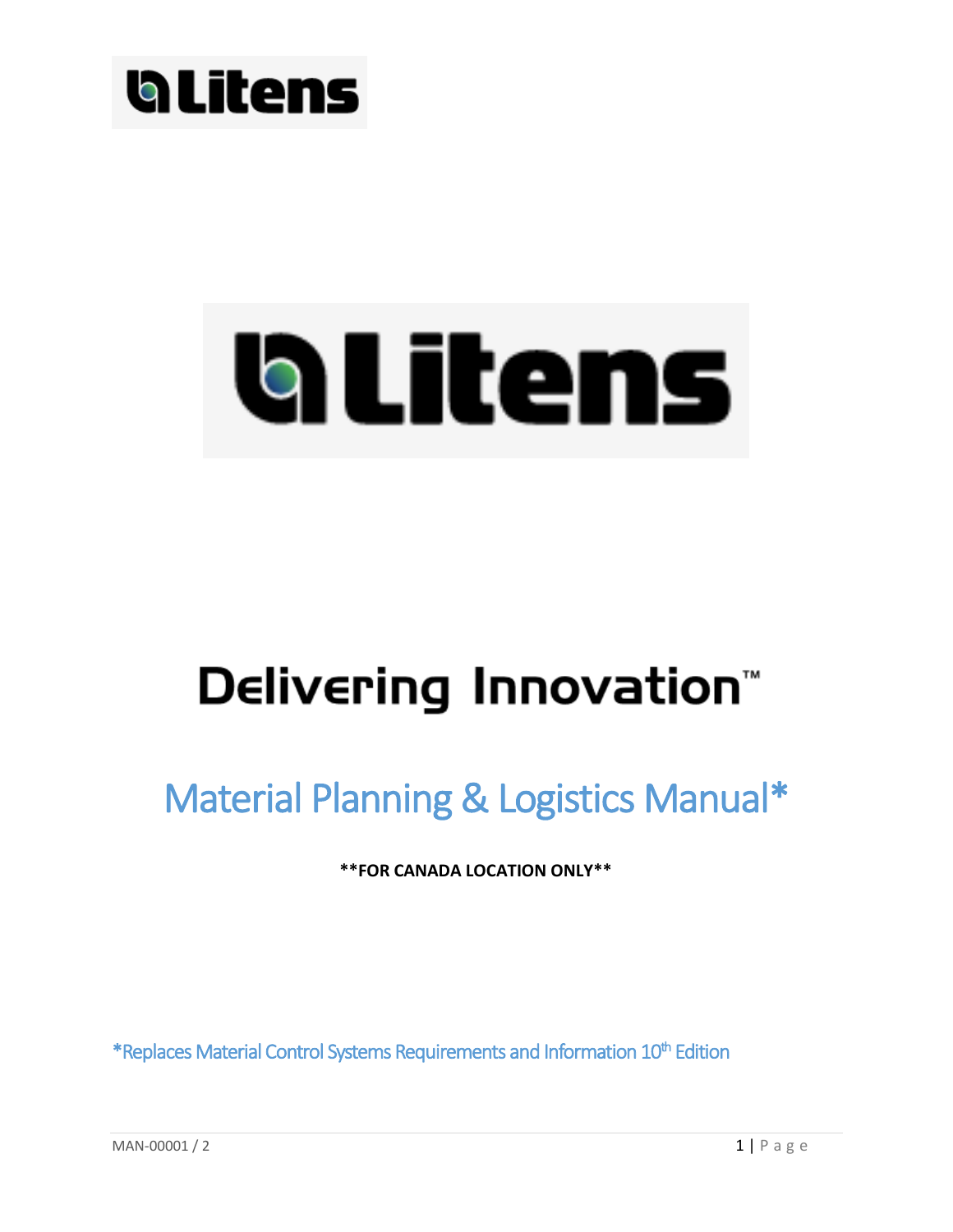Delivering Innovation™

# Material Planning & Logistics Manual*

**\*\*FOR CANADA LOCATION ONLY\*\***

*Replaces Material Control Systems Requirements and Information 10th Edition

MAN-00001 / 2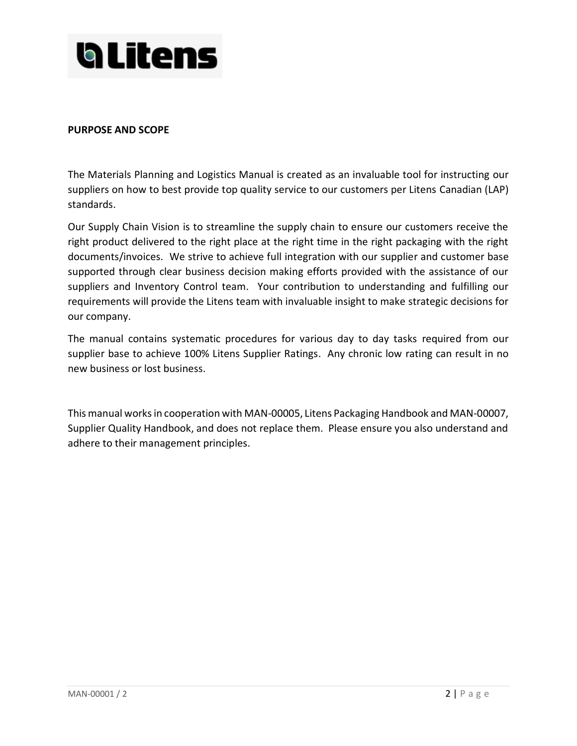**PURPOSE AND SCOPE**

The Materials Planning and Logistics Manual is created as an invaluable tool for instructing our suppliers on how to best provide top quality service to our customers per Litens Canadian (LAP) standards.

Our Supply Chain Vision is to streamline the supply chain to ensure our customers receive the right product delivered to the right place at the right time in the right packaging with the right documents/invoices. We strive to achieve full integration with our supplier and customer base supported through clear business decision making efforts provided with the assistance of our suppliers and Inventory Control team. Your contribution to understanding and fulfilling our requirements will provide the Litens team with invaluable insight to make strategic decisions for our company.

The manual contains systematic procedures for various day to day tasks required from our supplier base to achieve 100% Litens Supplier Ratings. Any chronic low rating can result in no new business or lost business.

This manual works in cooperation with MAN-00005, Litens Packaging Handbook and MAN-00007, Supplier Quality Handbook, and does not replace them. Please ensure you also understand and adhere to their management principles.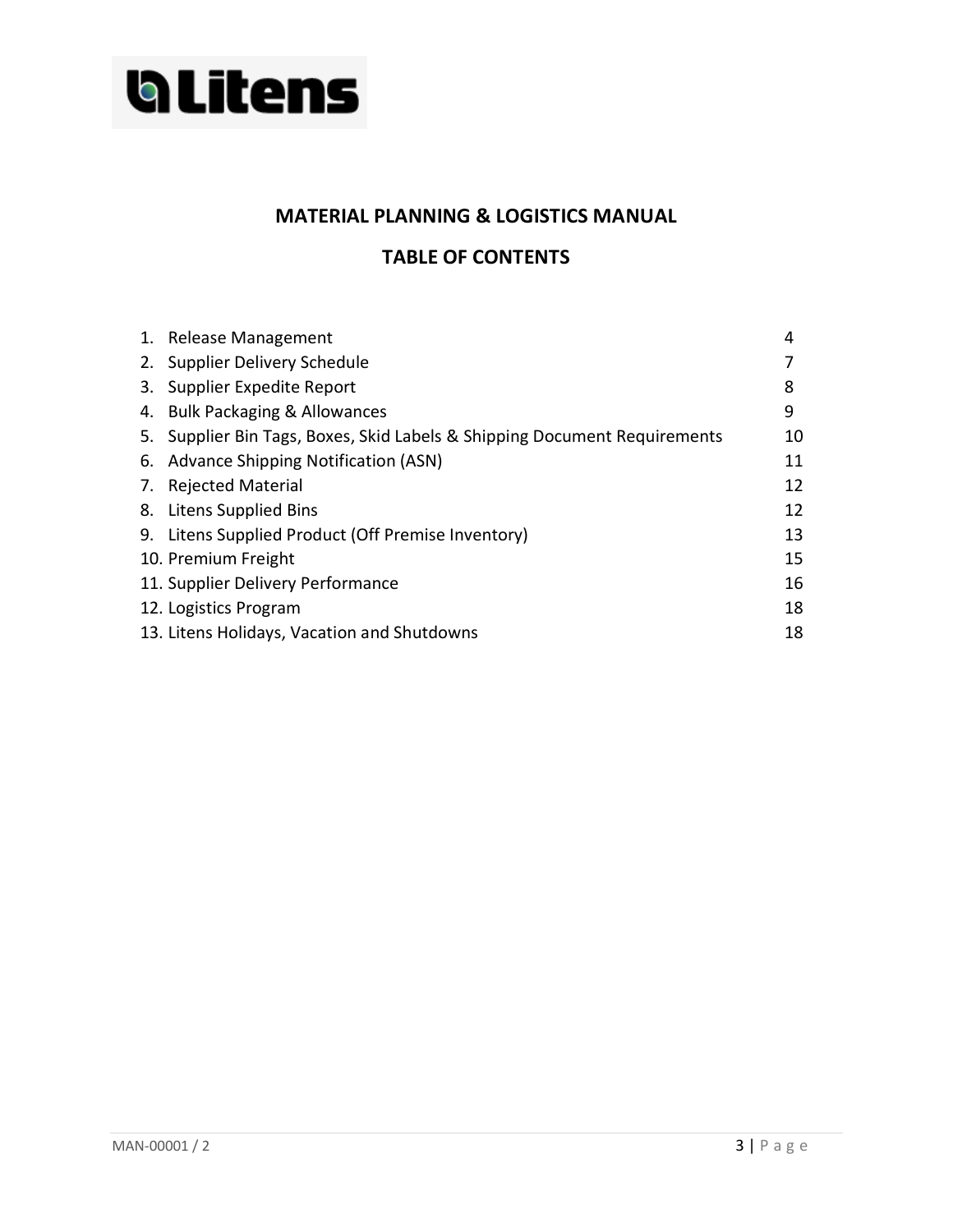# MATERIAL PLANNING & LOGISTICS MANUAL

## TABLE OF CONTENTS

| | |
|---|---|
| 1. Release Management | 4 |
| 2. Supplier Delivery Schedule | 7 |
| 3. Supplier Expedite Report | 8 |
| 4. Bulk Packaging & Allowances | 9 |
| 5. Supplier Bin Tags, Boxes, Skid Labels & Shipping Document Requirements | 10 |
| 6. Advance Shipping Notification (ASN) | 11 |
| 7. Rejected Material | 12 |
| 8. Litens Supplied Bins | 12 |
| 9. Litens Supplied Product (Off Premise Inventory) | 13 |
| 10. Premium Freight | 15 |
| 11. Supplier Delivery Performance | 16 |
| 12. Logistics Program | 18 |
| 13. Litens Holidays, Vacation and Shutdowns | 18 |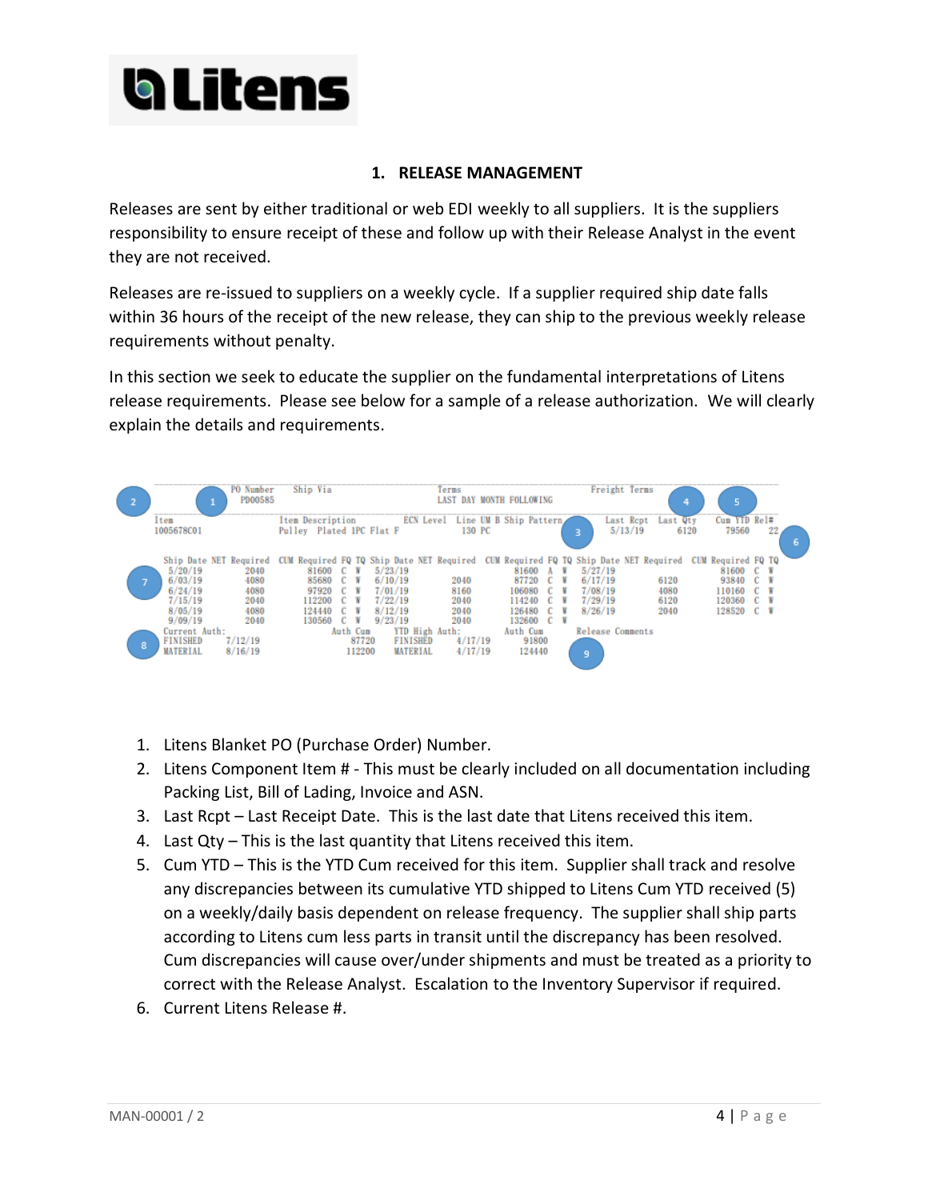## 1. RELEASE MANAGEMENT

Releases are sent by either traditional or web EDI weekly to all suppliers. It is the suppliers responsibility to ensure receipt of these and follow up with their Release Analyst in the event they are not received.

Releases are re-issued to suppliers on a weekly cycle. If a supplier required ship date falls within 36 hours of the receipt of the new release, they can ship to the previous weekly release requirements without penalty.

In this section we seek to educate the supplier on the fundamental interpretations of Litens release requirements. Please see below for a sample of a release authorization. We will clearly explain the details and requirements.

```
(2)        (1) PO Number  Ship Via              Terms                         Freight Terms
               PD00585                          LAST DAY MONTH FOLLOWING             (4)       (5)
Item                     Item Description     ECN Level  Line UM B Ship Pattern  Last Rcpt  Last Qty  Cum YTD Rel#
1005678C01               Pulley  Plated 1PC Flat F      130 PC          (3)      5/13/19    6120      79560    22
                                                                                                              (6)
    Ship Date NET Required  CUM Required FQ TQ Ship Date NET Required  CUM Required FQ TQ Ship Date NET Required  CUM Required FQ TQ
    5/20/19        2040        81600  C  W     5/23/19                     81600  A  W     5/27/19                     81600  C  W
(7) 6/03/19        4080        85680  C  W     6/10/19        2040         87720  C  W     6/17/19        6120         93840  C  W
    6/24/19        4080        97920  C  W     7/01/19        8160        106080  C  W     7/08/19        4080        110160  C  W
    7/15/19        2040       112200  C  W     7/22/19        2040        114240  C  W     7/29/19        6120        120360  C  W
    8/05/19        4080       124440  C  W     8/12/19        2040        126480  C  W     8/26/19        2040        128520  C  W
    9/09/19        2040       130560  C  W     9/23/19        2040        132600  C  W
    Current Auth:              Auth Cum  YTD High Auth:         Auth Cum    Release Comments
(8) FINISHED   7/12/19          87720    FINISHED    4/17/19     91800
    MATERIAL   8/16/19         112200    MATERIAL    4/17/19    124440           (9)
```

1. Litens Blanket PO (Purchase Order) Number.
2. Litens Component Item # - This must be clearly included on all documentation including Packing List, Bill of Lading, Invoice and ASN.
3. Last Rcpt – Last Receipt Date. This is the last date that Litens received this item.
4. Last Qty – This is the last quantity that Litens received this item.
5. Cum YTD – This is the YTD Cum received for this item. Supplier shall track and resolve any discrepancies between its cumulative YTD shipped to Litens Cum YTD received (5) on a weekly/daily basis dependent on release frequency. The supplier shall ship parts according to Litens cum less parts in transit until the discrepancy has been resolved. Cum discrepancies will cause over/under shipments and must be treated as a priority to correct with the Release Analyst. Escalation to the Inventory Supervisor if required.
6. Current Litens Release #.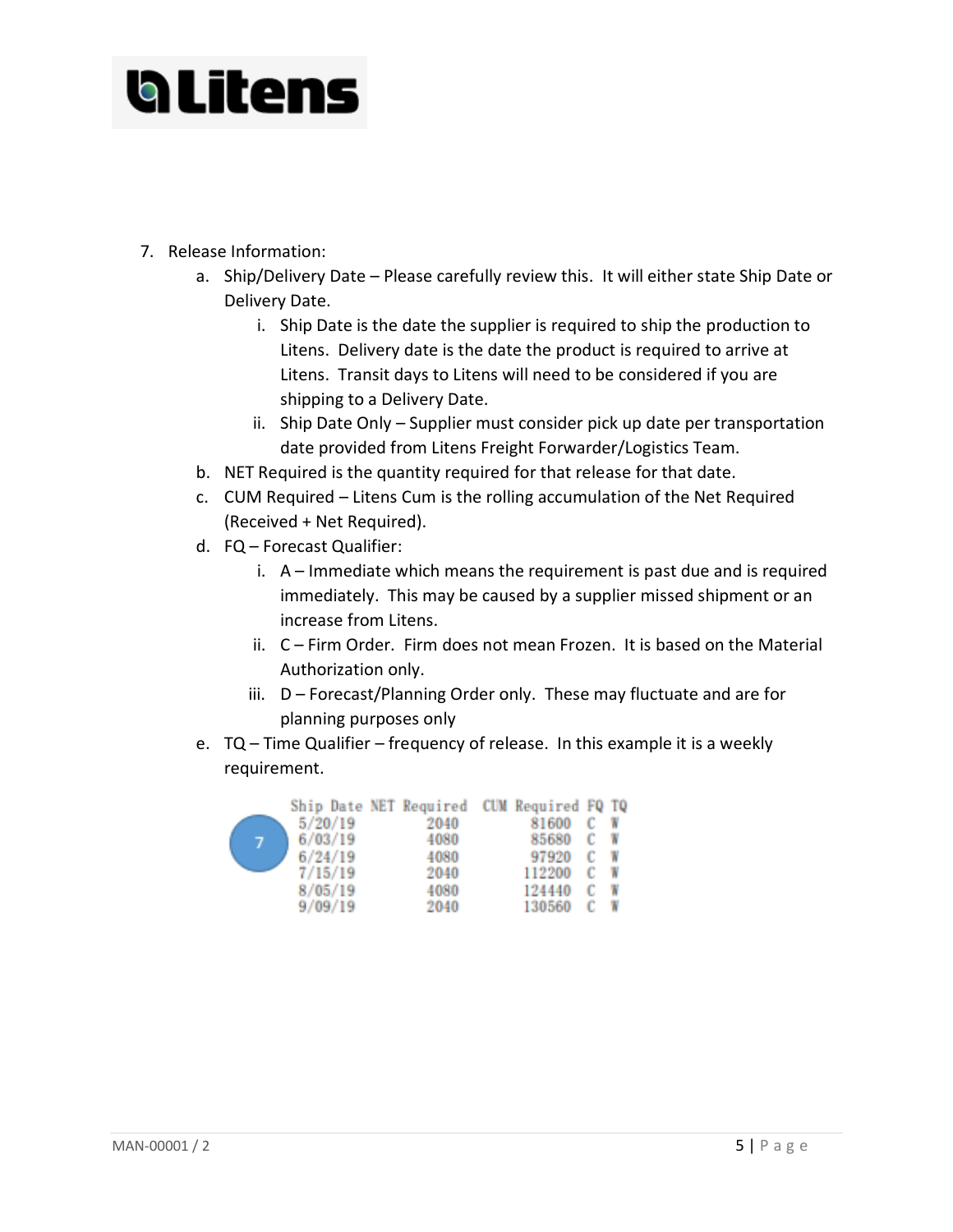7. Release Information:
   a. Ship/Delivery Date – Please carefully review this. It will either state Ship Date or Delivery Date.
      i. Ship Date is the date the supplier is required to ship the production to Litens. Delivery date is the date the product is required to arrive at Litens. Transit days to Litens will need to be considered if you are shipping to a Delivery Date.
      ii. Ship Date Only – Supplier must consider pick up date per transportation date provided from Litens Freight Forwarder/Logistics Team.
   b. NET Required is the quantity required for that release for that date.
   c. CUM Required – Litens Cum is the rolling accumulation of the Net Required (Received + Net Required).
   d. FQ – Forecast Qualifier:
      i. A – Immediate which means the requirement is past due and is required immediately. This may be caused by a supplier missed shipment or an increase from Litens.
      ii. C – Firm Order. Firm does not mean Frozen. It is based on the Material Authorization only.
      iii. D – Forecast/Planning Order only. These may fluctuate and are for planning purposes only
   e. TQ – Time Qualifier – frequency of release. In this example it is a weekly requirement.

7

| Ship Date | NET Required | CUM Required | FQ | TQ |
|---|---|---|---|---|
| 5/20/19 | 2040 | 81600 | C | W |
| 6/03/19 | 4080 | 85680 | C | W |
| 6/24/19 | 4080 | 97920 | C | W |
| 7/15/19 | 2040 | 112200 | C | W |
| 8/05/19 | 4080 | 124440 | C | W |
| 9/09/19 | 2040 | 130560 | C | W |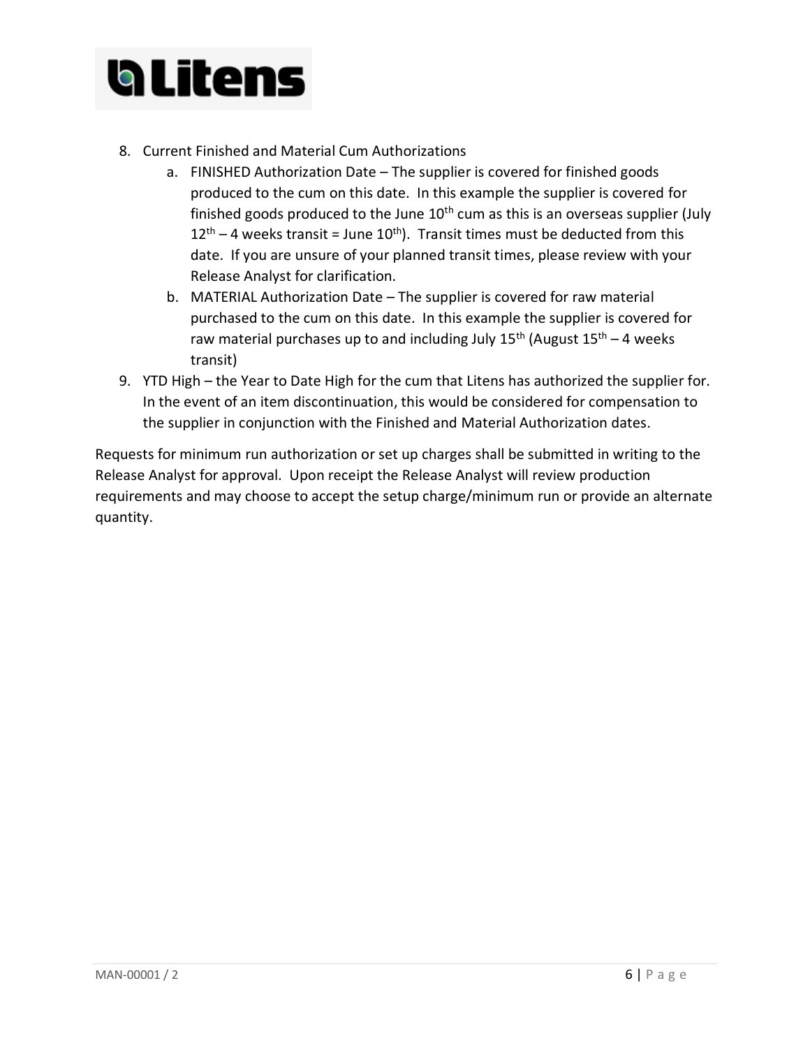8. Current Finished and Material Cum Authorizations
    a. FINISHED Authorization Date – The supplier is covered for finished goods produced to the cum on this date. In this example the supplier is covered for finished goods produced to the June 10th cum as this is an overseas supplier (July 12th – 4 weeks transit = June 10th). Transit times must be deducted from this date. If you are unsure of your planned transit times, please review with your Release Analyst for clarification.
    b. MATERIAL Authorization Date – The supplier is covered for raw material purchased to the cum on this date. In this example the supplier is covered for raw material purchases up to and including July 15th (August 15th – 4 weeks transit)
9. YTD High – the Year to Date High for the cum that Litens has authorized the supplier for. In the event of an item discontinuation, this would be considered for compensation to the supplier in conjunction with the Finished and Material Authorization dates.

Requests for minimum run authorization or set up charges shall be submitted in writing to the Release Analyst for approval. Upon receipt the Release Analyst will review production requirements and may choose to accept the setup charge/minimum run or provide an alternate quantity.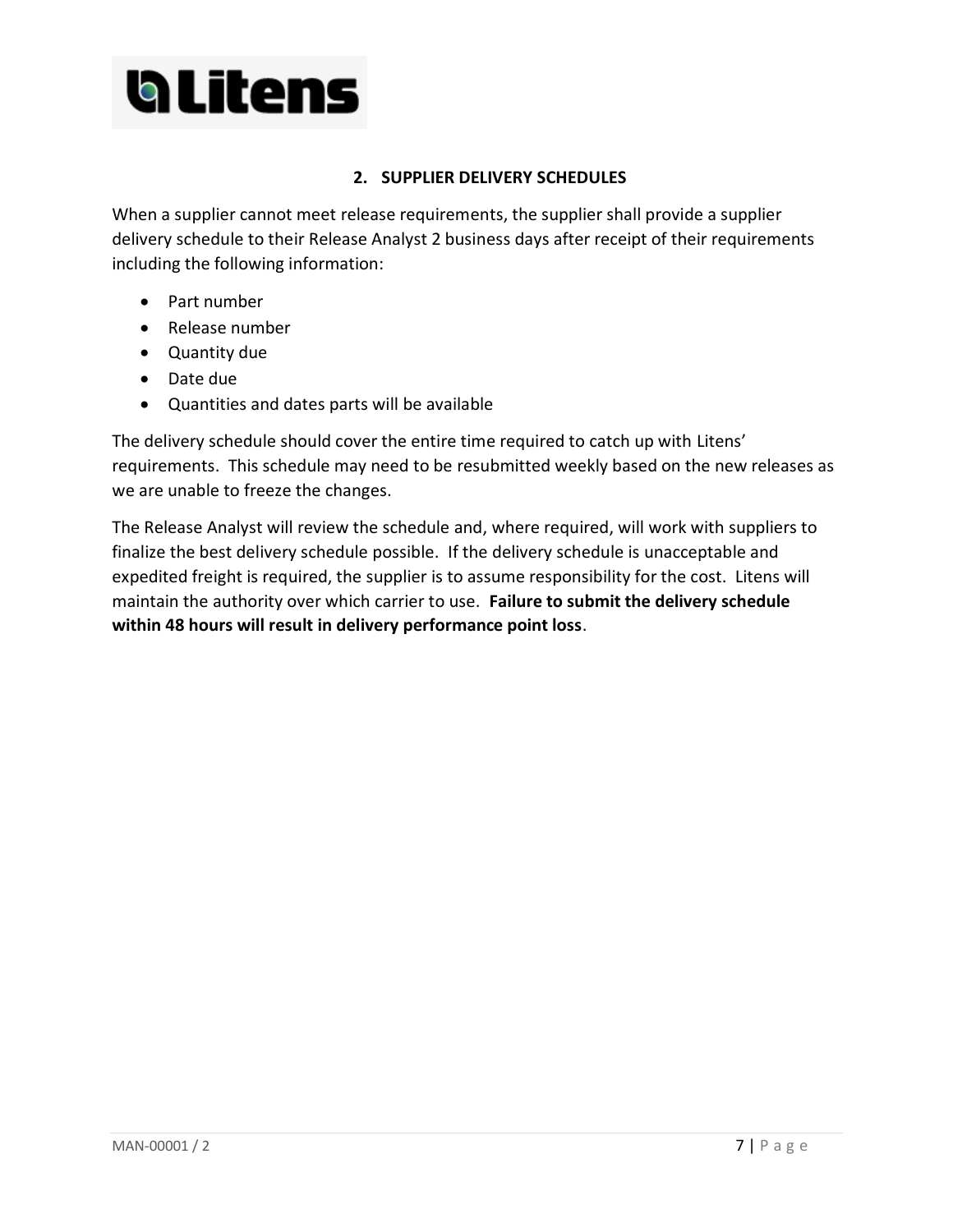## 2. SUPPLIER DELIVERY SCHEDULES

When a supplier cannot meet release requirements, the supplier shall provide a supplier delivery schedule to their Release Analyst 2 business days after receipt of their requirements including the following information:

- Part number
- Release number
- Quantity due
- Date due
- Quantities and dates parts will be available

The delivery schedule should cover the entire time required to catch up with Litens' requirements. This schedule may need to be resubmitted weekly based on the new releases as we are unable to freeze the changes.

The Release Analyst will review the schedule and, where required, will work with suppliers to finalize the best delivery schedule possible. If the delivery schedule is unacceptable and expedited freight is required, the supplier is to assume responsibility for the cost. Litens will maintain the authority over which carrier to use. **Failure to submit the delivery schedule within 48 hours will result in delivery performance point loss**.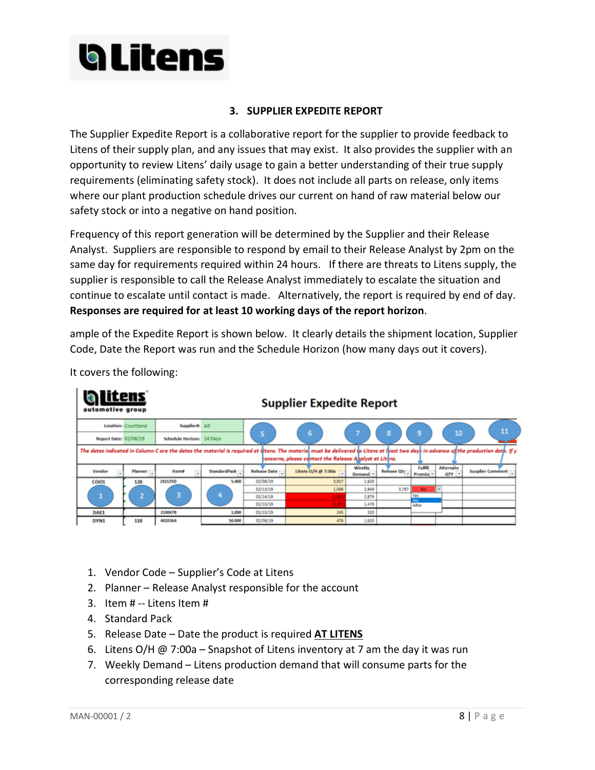### 3. SUPPLIER EXPEDITE REPORT

The Supplier Expedite Report is a collaborative report for the supplier to provide feedback to Litens of their supply plan, and any issues that may exist. It also provides the supplier with an opportunity to review Litens' daily usage to gain a better understanding of their true supply requirements (eliminating safety stock). It does not include all parts on release, only items where our plant production schedule drives our current on hand of raw material below our safety stock or into a negative on hand position.

Frequency of this report generation will be determined by the Supplier and their Release Analyst. Suppliers are responsible to respond by email to their Release Analyst by 2pm on the same day for requirements required within 24 hours. If there are threats to Litens supply, the supplier is responsible to call the Release Analyst immediately to escalate the situation and continue to escalate until contact is made. Alternatively, the report is required by end of day. **Responses are required for at least 10 working days of the report horizon**.

ample of the Expedite Report is shown below. It clearly details the shipment location, Supplier Code, Date the Report was run and the Schedule Horizon (how many days out it covers).

It covers the following:

**Supplier Expedite Report**

Location: Courtland | Supplier#: All
Report Date: 02/06/19 | Schedule Horizon: 14 Days

*The dates indicated in Column C are the dates the material is required at Litens. The material must be delivered to Litens at least two days in advance of the production date. If you have concerns, please contact the Release Analyst at Litens.*

| Vendor (1) | Planner (2) | Item# (3) | StandardPack (4) | Release Date (5) | Litens O/H @ 7:00a (6) | Weekly Demand (7) | Release Qty (8) | Fulfill Promise (9) | Alternate QTY (10) | Supplier Comment (11) |
|---|---|---|---|---|---|---|---|---|---|---|
| C001 | 120 | 242135D | 5,400 | 02/06/19 | 3,917 | 1,620 | | | | |
| | | | | 02/13/19 | 1,068 | 2,849 | 3,787 | No | | |
| | | | | 02/14/19 | (1,811) | 2,879 | | Yes / No / Alter | | |
| | | | | 02/15/19 | (3,287) | 1,476 | | | | |
| DAE1 | | 210047B | 1,000 | 02/15/19 | 245 | 320 | | | | |
| DYN1 | 110 | 402036A | 50,000 | 02/06/19 | 476 | 1,620 | | | | |

1. Vendor Code – Supplier's Code at Litens
2. Planner – Release Analyst responsible for the account
3. Item # -- Litens Item #
4. Standard Pack
5. Release Date – Date the product is required **AT LITENS**
6. Litens O/H @ 7:00a – Snapshot of Litens inventory at 7 am the day it was run
7. Weekly Demand – Litens production demand that will consume parts for the corresponding release date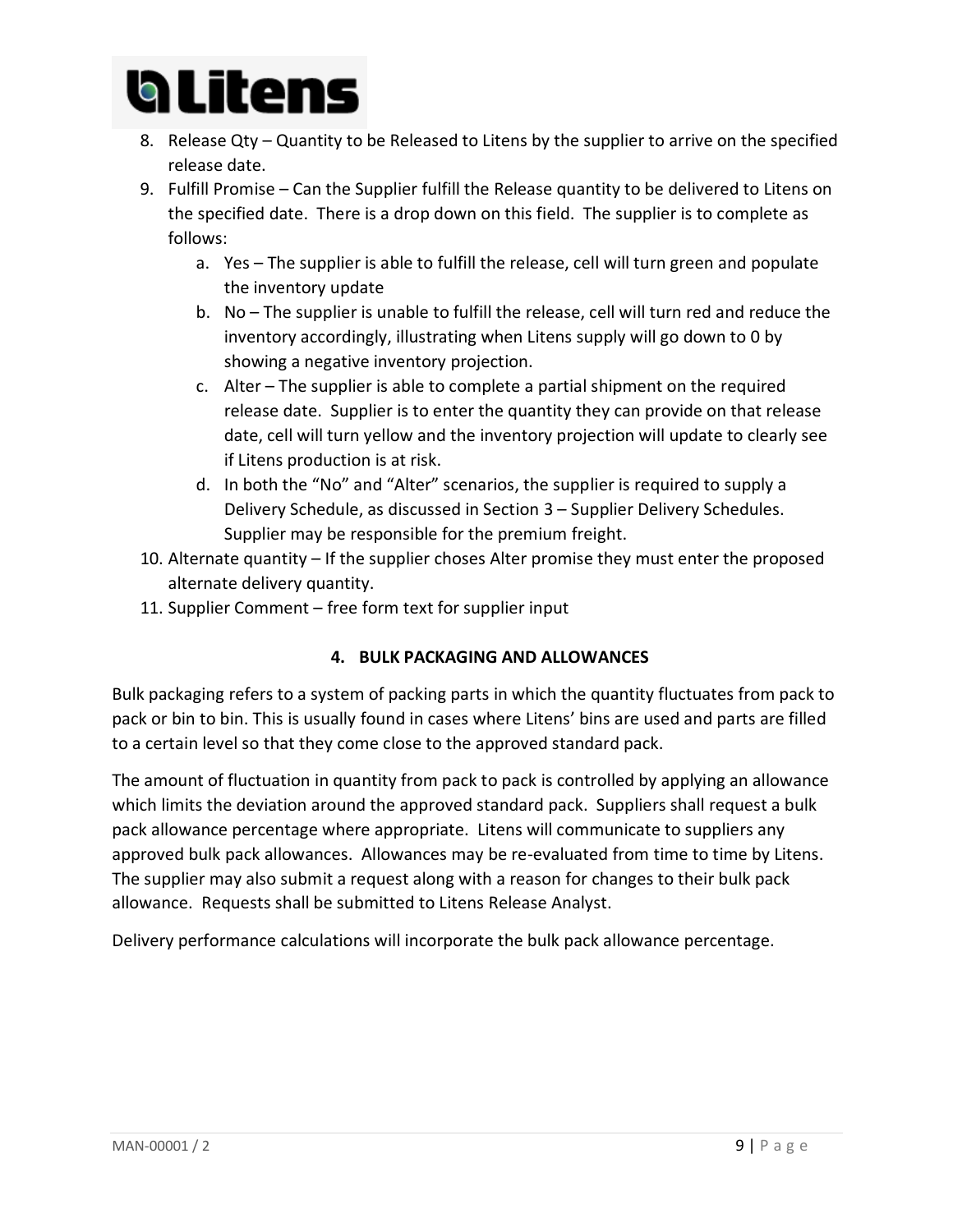8. Release Qty – Quantity to be Released to Litens by the supplier to arrive on the specified release date.
9. Fulfill Promise – Can the Supplier fulfill the Release quantity to be delivered to Litens on the specified date. There is a drop down on this field. The supplier is to complete as follows:
   a. Yes – The supplier is able to fulfill the release, cell will turn green and populate the inventory update
   b. No – The supplier is unable to fulfill the release, cell will turn red and reduce the inventory accordingly, illustrating when Litens supply will go down to 0 by showing a negative inventory projection.
   c. Alter – The supplier is able to complete a partial shipment on the required release date. Supplier is to enter the quantity they can provide on that release date, cell will turn yellow and the inventory projection will update to clearly see if Litens production is at risk.
   d. In both the "No" and "Alter" scenarios, the supplier is required to supply a Delivery Schedule, as discussed in Section 3 – Supplier Delivery Schedules. Supplier may be responsible for the premium freight.
10. Alternate quantity – If the supplier choses Alter promise they must enter the proposed alternate delivery quantity.
11. Supplier Comment – free form text for supplier input

## 4. BULK PACKAGING AND ALLOWANCES

Bulk packaging refers to a system of packing parts in which the quantity fluctuates from pack to pack or bin to bin. This is usually found in cases where Litens' bins are used and parts are filled to a certain level so that they come close to the approved standard pack.

The amount of fluctuation in quantity from pack to pack is controlled by applying an allowance which limits the deviation around the approved standard pack. Suppliers shall request a bulk pack allowance percentage where appropriate. Litens will communicate to suppliers any approved bulk pack allowances. Allowances may be re-evaluated from time to time by Litens. The supplier may also submit a request along with a reason for changes to their bulk pack allowance. Requests shall be submitted to Litens Release Analyst.

Delivery performance calculations will incorporate the bulk pack allowance percentage.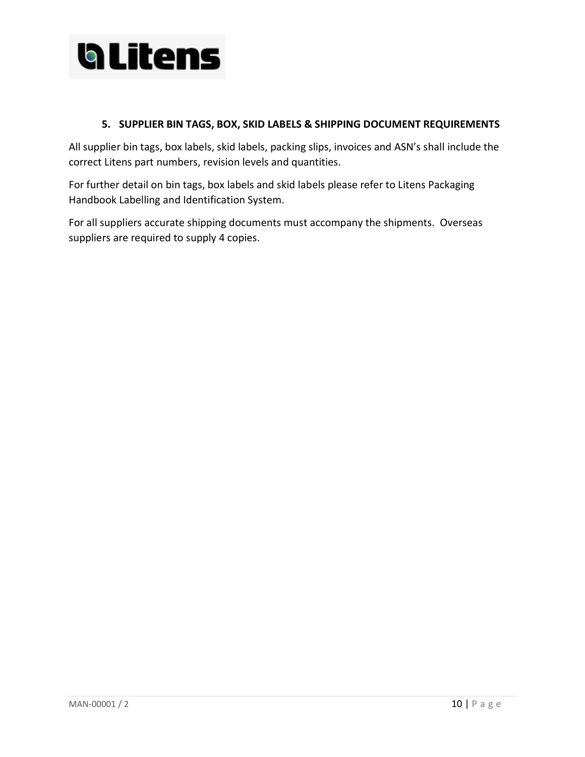## 5. SUPPLIER BIN TAGS, BOX, SKID LABELS & SHIPPING DOCUMENT REQUIREMENTS

All supplier bin tags, box labels, skid labels, packing slips, invoices and ASN's shall include the correct Litens part numbers, revision levels and quantities.

For further detail on bin tags, box labels and skid labels please refer to Litens Packaging Handbook Labelling and Identification System.

For all suppliers accurate shipping documents must accompany the shipments. Overseas suppliers are required to supply 4 copies.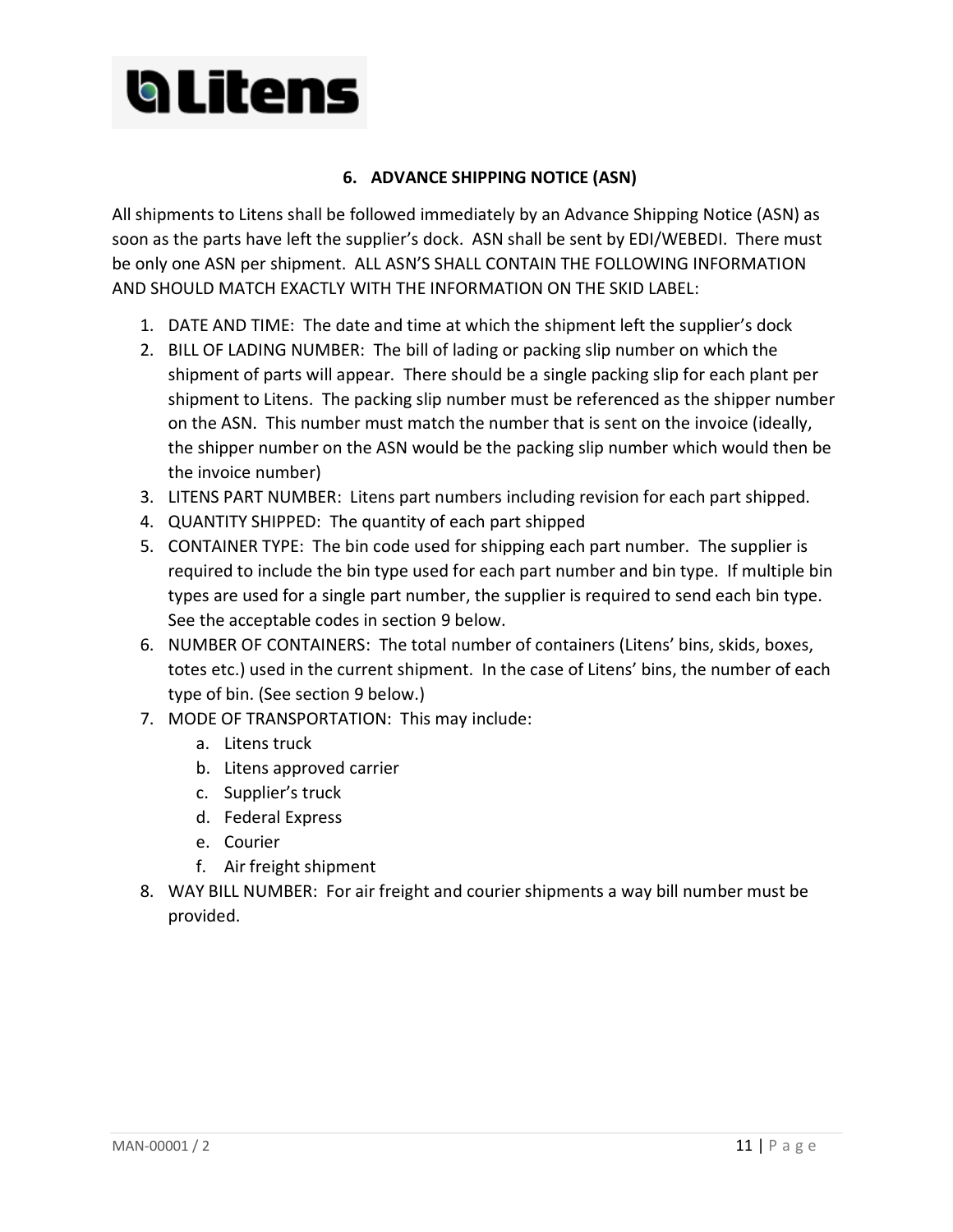## 6. ADVANCE SHIPPING NOTICE (ASN)

All shipments to Litens shall be followed immediately by an Advance Shipping Notice (ASN) as soon as the parts have left the supplier's dock. ASN shall be sent by EDI/WEBEDI. There must be only one ASN per shipment. ALL ASN'S SHALL CONTAIN THE FOLLOWING INFORMATION AND SHOULD MATCH EXACTLY WITH THE INFORMATION ON THE SKID LABEL:

1. DATE AND TIME: The date and time at which the shipment left the supplier's dock
2. BILL OF LADING NUMBER: The bill of lading or packing slip number on which the shipment of parts will appear. There should be a single packing slip for each plant per shipment to Litens. The packing slip number must be referenced as the shipper number on the ASN. This number must match the number that is sent on the invoice (ideally, the shipper number on the ASN would be the packing slip number which would then be the invoice number)
3. LITENS PART NUMBER: Litens part numbers including revision for each part shipped.
4. QUANTITY SHIPPED: The quantity of each part shipped
5. CONTAINER TYPE: The bin code used for shipping each part number. The supplier is required to include the bin type used for each part number and bin type. If multiple bin types are used for a single part number, the supplier is required to send each bin type. See the acceptable codes in section 9 below.
6. NUMBER OF CONTAINERS: The total number of containers (Litens' bins, skids, boxes, totes etc.) used in the current shipment. In the case of Litens' bins, the number of each type of bin. (See section 9 below.)
7. MODE OF TRANSPORTATION: This may include:
   a. Litens truck
   b. Litens approved carrier
   c. Supplier's truck
   d. Federal Express
   e. Courier
   f. Air freight shipment
8. WAY BILL NUMBER: For air freight and courier shipments a way bill number must be provided.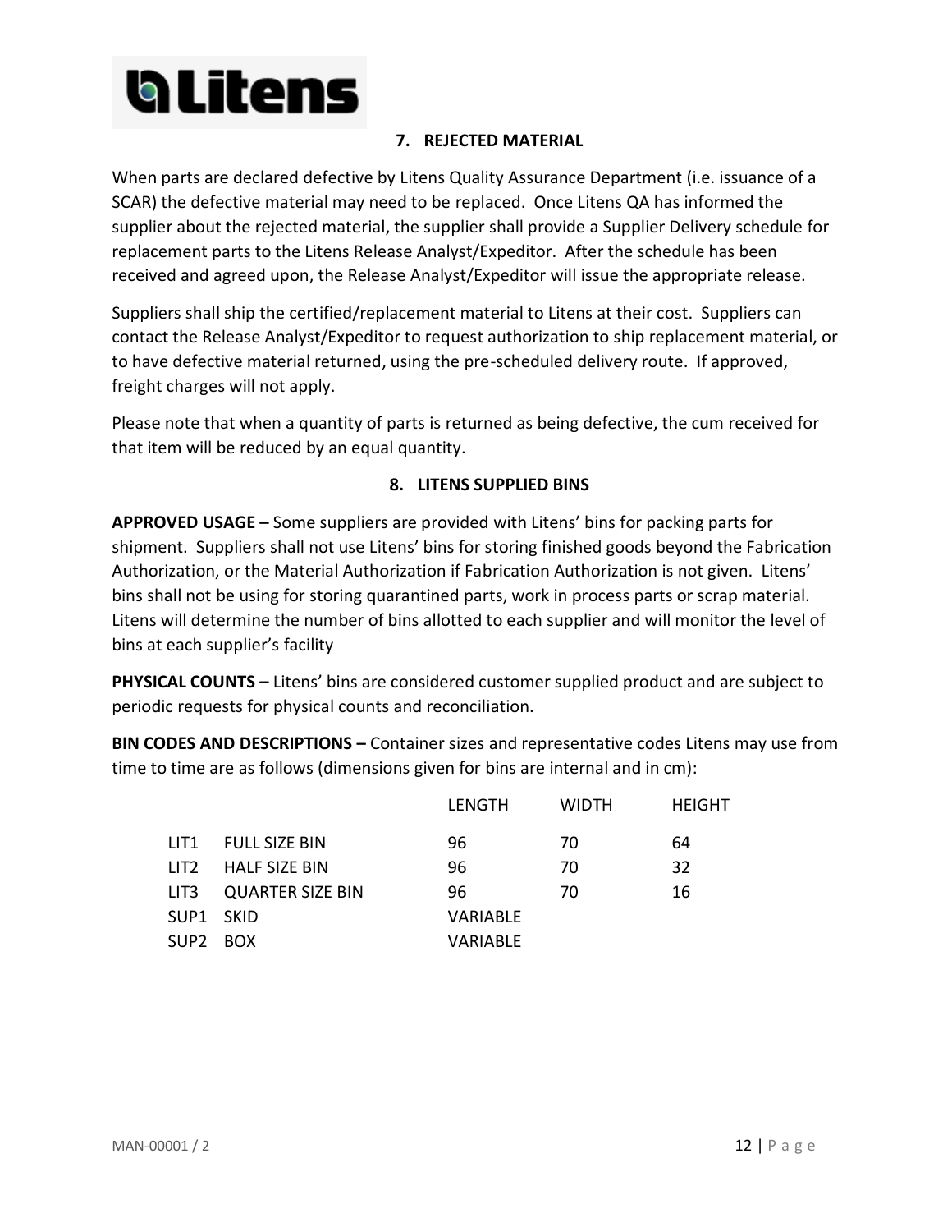## 7. REJECTED MATERIAL

When parts are declared defective by Litens Quality Assurance Department (i.e. issuance of a SCAR) the defective material may need to be replaced. Once Litens QA has informed the supplier about the rejected material, the supplier shall provide a Supplier Delivery schedule for replacement parts to the Litens Release Analyst/Expeditor. After the schedule has been received and agreed upon, the Release Analyst/Expeditor will issue the appropriate release.

Suppliers shall ship the certified/replacement material to Litens at their cost. Suppliers can contact the Release Analyst/Expeditor to request authorization to ship replacement material, or to have defective material returned, using the pre-scheduled delivery route. If approved, freight charges will not apply.

Please note that when a quantity of parts is returned as being defective, the cum received for that item will be reduced by an equal quantity.

## 8. LITENS SUPPLIED BINS

**APPROVED USAGE –** Some suppliers are provided with Litens' bins for packing parts for shipment. Suppliers shall not use Litens' bins for storing finished goods beyond the Fabrication Authorization, or the Material Authorization if Fabrication Authorization is not given. Litens' bins shall not be using for storing quarantined parts, work in process parts or scrap material. Litens will determine the number of bins allotted to each supplier and will monitor the level of bins at each supplier's facility

**PHYSICAL COUNTS –** Litens' bins are considered customer supplied product and are subject to periodic requests for physical counts and reconciliation.

**BIN CODES AND DESCRIPTIONS –** Container sizes and representative codes Litens may use from time to time are as follows (dimensions given for bins are internal and in cm):

| | | LENGTH | WIDTH | HEIGHT |
|---|---|---|---|---|
| LIT1 | FULL SIZE BIN | 96 | 70 | 64 |
| LIT2 | HALF SIZE BIN | 96 | 70 | 32 |
| LIT3 | QUARTER SIZE BIN | 96 | 70 | 16 |
| SUP1 | SKID | VARIABLE | | |
| SUP2 | BOX | VARIABLE | | |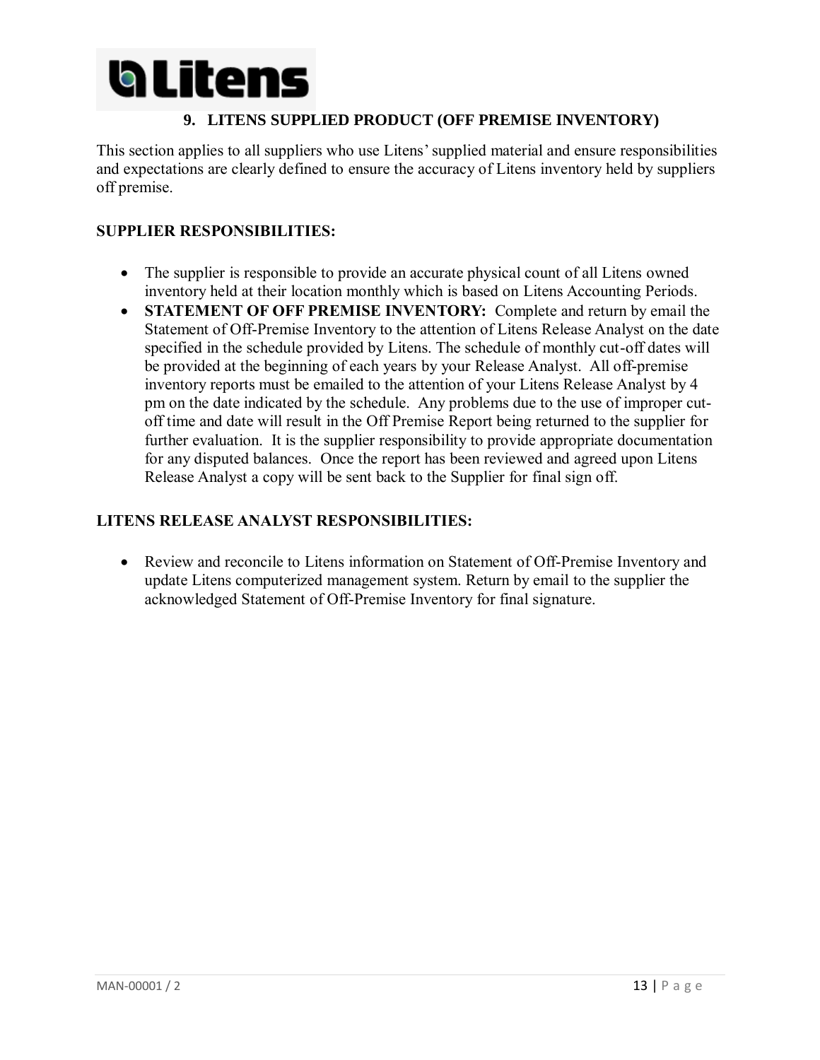## 9. LITENS SUPPLIED PRODUCT (OFF PREMISE INVENTORY)

This section applies to all suppliers who use Litens' supplied material and ensure responsibilities and expectations are clearly defined to ensure the accuracy of Litens inventory held by suppliers off premise.

### SUPPLIER RESPONSIBILITIES:

- The supplier is responsible to provide an accurate physical count of all Litens owned inventory held at their location monthly which is based on Litens Accounting Periods.
- **STATEMENT OF OFF PREMISE INVENTORY:** Complete and return by email the Statement of Off-Premise Inventory to the attention of Litens Release Analyst on the date specified in the schedule provided by Litens. The schedule of monthly cut-off dates will be provided at the beginning of each years by your Release Analyst. All off-premise inventory reports must be emailed to the attention of your Litens Release Analyst by 4 pm on the date indicated by the schedule. Any problems due to the use of improper cut-off time and date will result in the Off Premise Report being returned to the supplier for further evaluation. It is the supplier responsibility to provide appropriate documentation for any disputed balances. Once the report has been reviewed and agreed upon Litens Release Analyst a copy will be sent back to the Supplier for final sign off.

### LITENS RELEASE ANALYST RESPONSIBILITIES:

- Review and reconcile to Litens information on Statement of Off-Premise Inventory and update Litens computerized management system. Return by email to the supplier the acknowledged Statement of Off-Premise Inventory for final signature.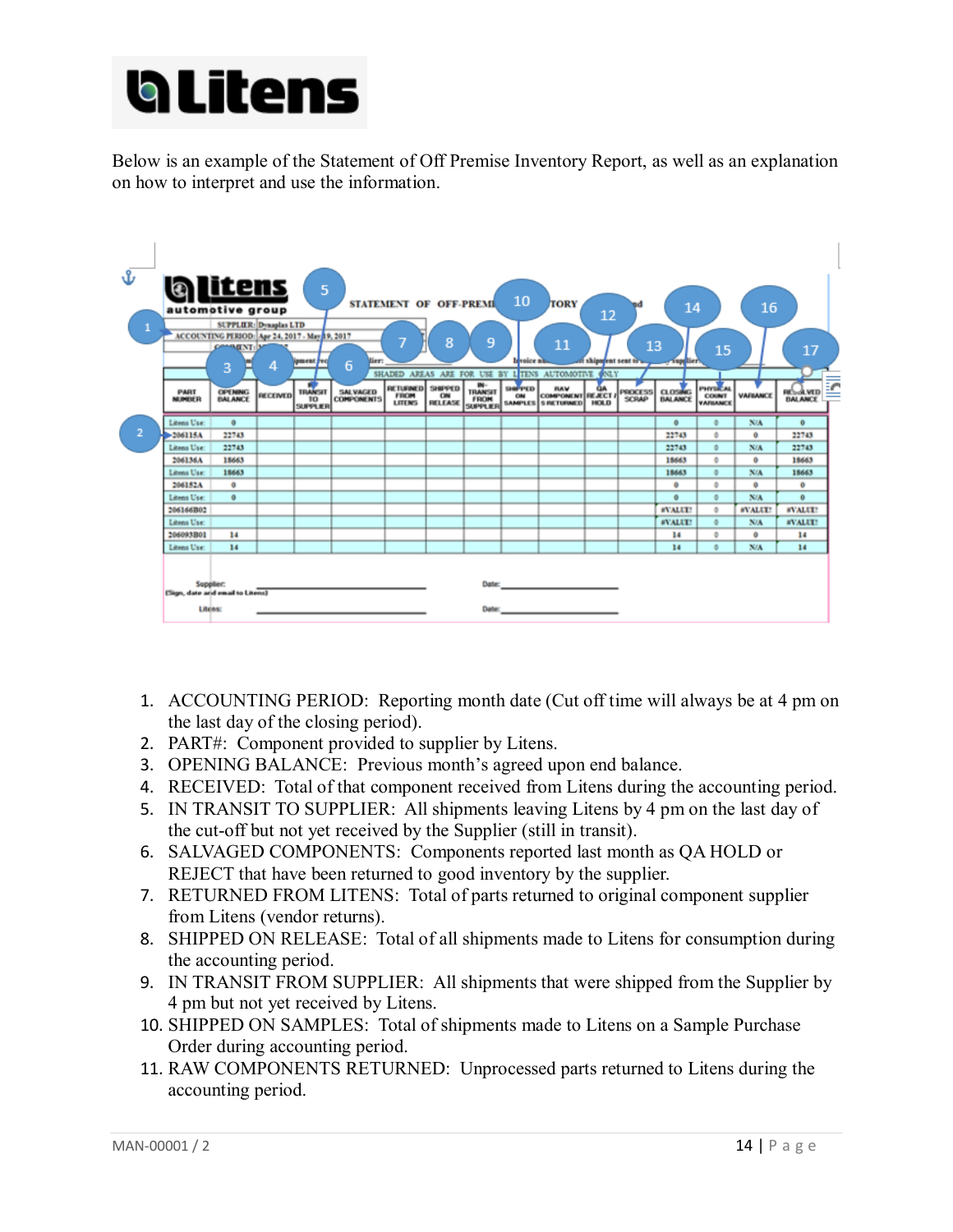Below is an example of the Statement of Off Premise Inventory Report, as well as an explanation on how to interpret and use the information.

| PART NUMBER | OPENING BALANCE | RECEIVED | IN TRANSIT TO SUPPLIER | SALVAGED COMPONENTS | RETURNED FROM LITENS | SHIPPED ON RELEASE | IN-TRANSIT FROM SUPPLIER | SHIPPED ON SAMPLES | RAW COMPONENTS RETURNED | QA REJECT / HOLD | PROCESS SCRAP | CLOSING BALANCE | PHYSICAL COUNT VARIANCE | VARIANCE | RESOLVED BALANCE |
|---|---|---|---|---|---|---|---|---|---|---|---|---|---|---|---|
| Litens Use: | 0 | | | | | | | | | | | 0 | 0 | N/A | 0 |
| 206115A | 22743 | | | | | | | | | | | 22743 | 0 | 0 | 22743 |
| Litens Use: | 22743 | | | | | | | | | | | 22743 | 0 | N/A | 22743 |
| 206136A | 18663 | | | | | | | | | | | 18663 | 0 | 0 | 18663 |
| Litens Use: | 18663 | | | | | | | | | | | 18663 | 0 | N/A | 18663 |
| 206152A | 0 | | | | | | | | | | | 0 | 0 | 0 | 0 |
| Litens Use: | 0 | | | | | | | | | | | 0 | 0 | N/A | 0 |
| 206166B02 | | | | | | | | | | | | #VALUE! | 0 | #VALUE! | #VALUE! |
| Litens Use: | | | | | | | | | | | | #VALUE! | 0 | N/A | #VALUE! |
| 206093B01 | 14 | | | | | | | | | | | 14 | 0 | 0 | 14 |
| Litens Use: | 14 | | | | | | | | | | | 14 | 0 | N/A | 14 |

1. ACCOUNTING PERIOD: Reporting month date (Cut off time will always be at 4 pm on the last day of the closing period).
2. PART#: Component provided to supplier by Litens.
3. OPENING BALANCE: Previous month's agreed upon end balance.
4. RECEIVED: Total of that component received from Litens during the accounting period.
5. IN TRANSIT TO SUPPLIER: All shipments leaving Litens by 4 pm on the last day of the cut-off but not yet received by the Supplier (still in transit).
6. SALVAGED COMPONENTS: Components reported last month as QA HOLD or REJECT that have been returned to good inventory by the supplier.
7. RETURNED FROM LITENS: Total of parts returned to original component supplier from Litens (vendor returns).
8. SHIPPED ON RELEASE: Total of all shipments made to Litens for consumption during the accounting period.
9. IN TRANSIT FROM SUPPLIER: All shipments that were shipped from the Supplier by 4 pm but not yet received by Litens.
10. SHIPPED ON SAMPLES: Total of shipments made to Litens on a Sample Purchase Order during accounting period.
11. RAW COMPONENTS RETURNED: Unprocessed parts returned to Litens during the accounting period.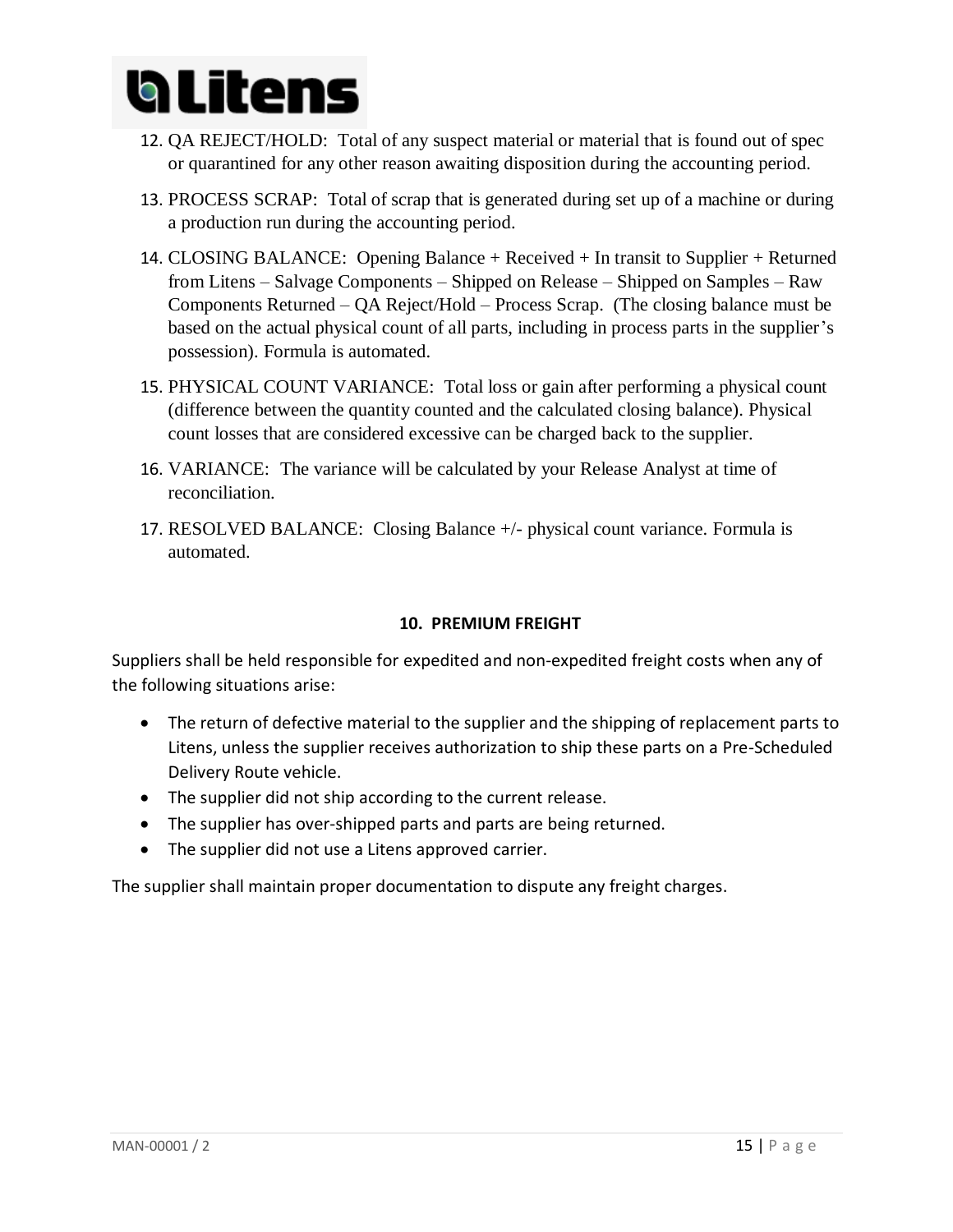12. QA REJECT/HOLD: Total of any suspect material or material that is found out of spec or quarantined for any other reason awaiting disposition during the accounting period.

13. PROCESS SCRAP: Total of scrap that is generated during set up of a machine or during a production run during the accounting period.

14. CLOSING BALANCE: Opening Balance + Received + In transit to Supplier + Returned from Litens – Salvage Components – Shipped on Release – Shipped on Samples – Raw Components Returned – QA Reject/Hold – Process Scrap. (The closing balance must be based on the actual physical count of all parts, including in process parts in the supplier's possession). Formula is automated.

15. PHYSICAL COUNT VARIANCE: Total loss or gain after performing a physical count (difference between the quantity counted and the calculated closing balance). Physical count losses that are considered excessive can be charged back to the supplier.

16. VARIANCE: The variance will be calculated by your Release Analyst at time of reconciliation.

17. RESOLVED BALANCE: Closing Balance +/- physical count variance. Formula is automated.

## 10. PREMIUM FREIGHT

Suppliers shall be held responsible for expedited and non-expedited freight costs when any of the following situations arise:

- The return of defective material to the supplier and the shipping of replacement parts to Litens, unless the supplier receives authorization to ship these parts on a Pre-Scheduled Delivery Route vehicle.
- The supplier did not ship according to the current release.
- The supplier has over-shipped parts and parts are being returned.
- The supplier did not use a Litens approved carrier.

The supplier shall maintain proper documentation to dispute any freight charges.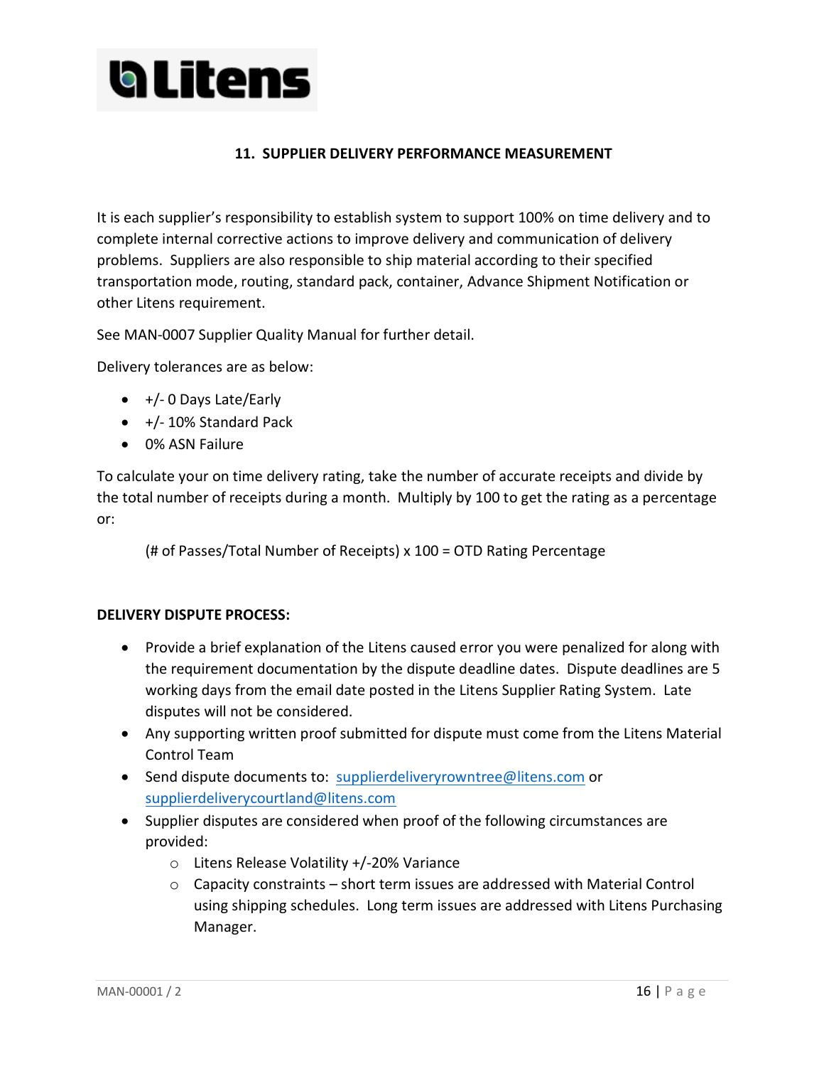## 11. SUPPLIER DELIVERY PERFORMANCE MEASUREMENT

It is each supplier's responsibility to establish system to support 100% on time delivery and to complete internal corrective actions to improve delivery and communication of delivery problems. Suppliers are also responsible to ship material according to their specified transportation mode, routing, standard pack, container, Advance Shipment Notification or other Litens requirement.

See MAN-0007 Supplier Quality Manual for further detail.

Delivery tolerances are as below:

- +/- 0 Days Late/Early
- +/- 10% Standard Pack
- 0% ASN Failure

To calculate your on time delivery rating, take the number of accurate receipts and divide by the total number of receipts during a month. Multiply by 100 to get the rating as a percentage or:

(# of Passes/Total Number of Receipts) x 100 = OTD Rating Percentage

**DELIVERY DISPUTE PROCESS:**

- Provide a brief explanation of the Litens caused error you were penalized for along with the requirement documentation by the dispute deadline dates. Dispute deadlines are 5 working days from the email date posted in the Litens Supplier Rating System. Late disputes will not be considered.
- Any supporting written proof submitted for dispute must come from the Litens Material Control Team
- Send dispute documents to: supplierdeliveryrowntree@litens.com or supplierdeliverycourtland@litens.com
- Supplier disputes are considered when proof of the following circumstances are provided:
  - Litens Release Volatility +/-20% Variance
  - Capacity constraints – short term issues are addressed with Material Control using shipping schedules. Long term issues are addressed with Litens Purchasing Manager.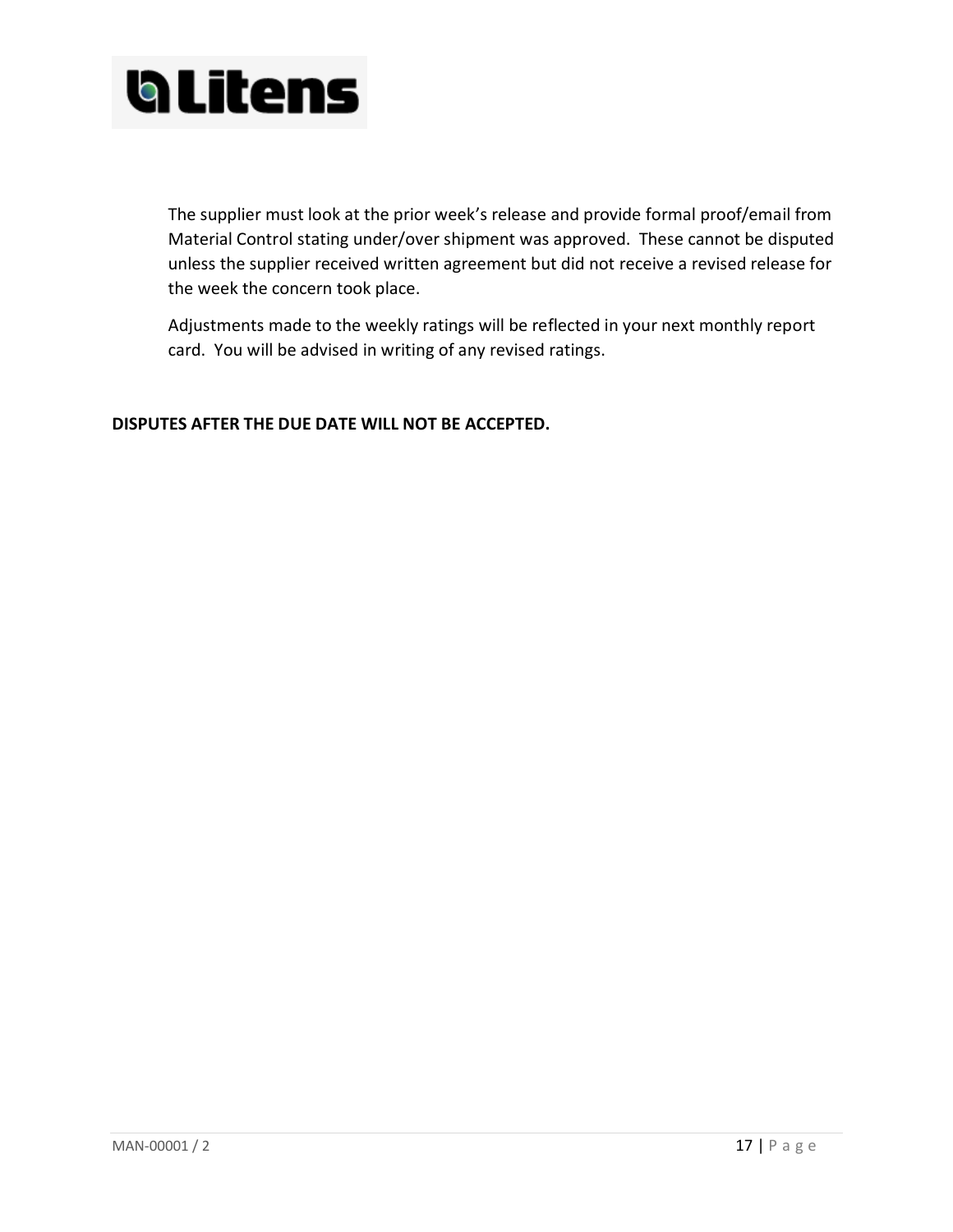The supplier must look at the prior week's release and provide formal proof/email from Material Control stating under/over shipment was approved. These cannot be disputed unless the supplier received written agreement but did not receive a revised release for the week the concern took place.

Adjustments made to the weekly ratings will be reflected in your next monthly report card. You will be advised in writing of any revised ratings.

**DISPUTES AFTER THE DUE DATE WILL NOT BE ACCEPTED.**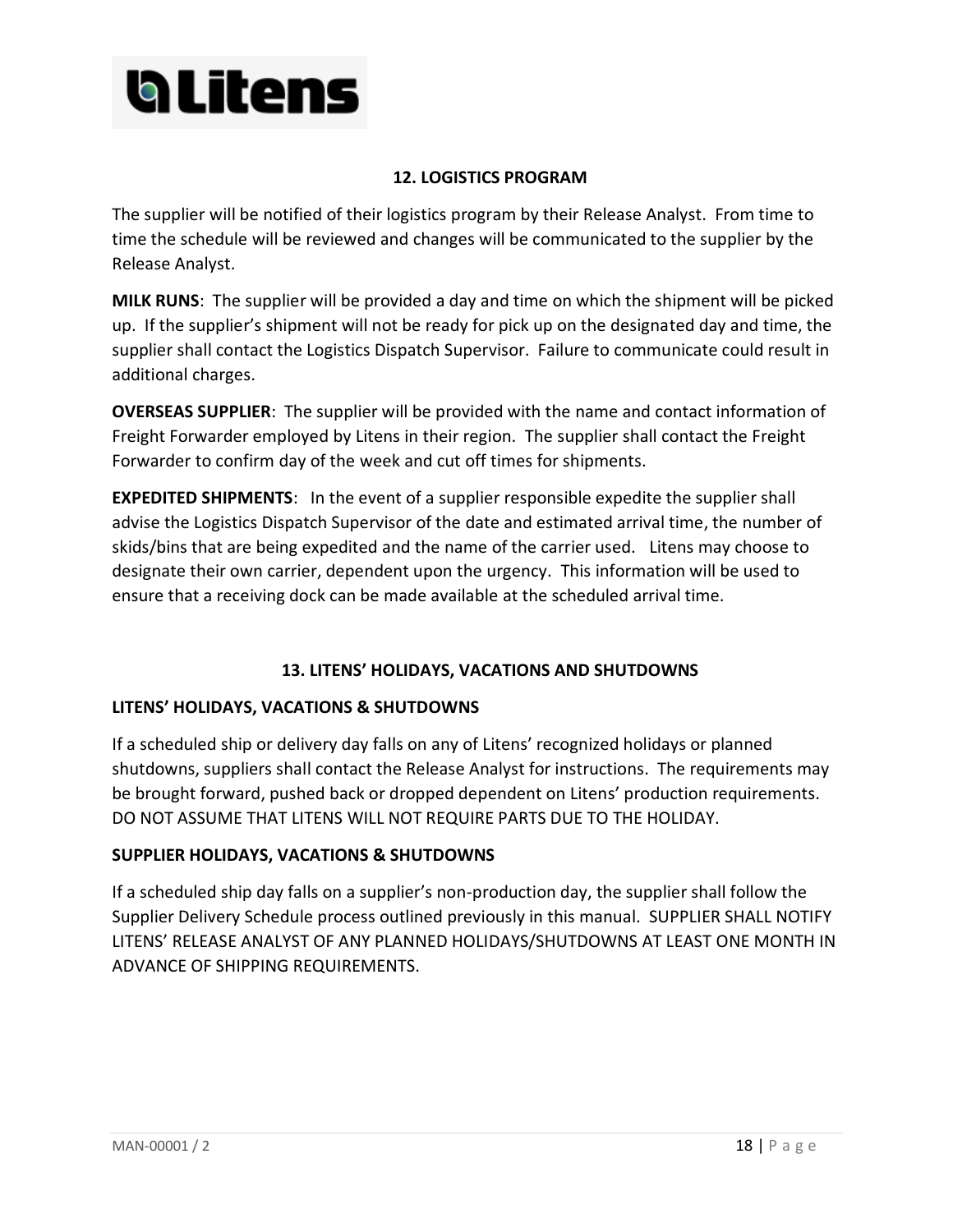## 12. LOGISTICS PROGRAM

The supplier will be notified of their logistics program by their Release Analyst. From time to time the schedule will be reviewed and changes will be communicated to the supplier by the Release Analyst.

**MILK RUNS**: The supplier will be provided a day and time on which the shipment will be picked up. If the supplier's shipment will not be ready for pick up on the designated day and time, the supplier shall contact the Logistics Dispatch Supervisor. Failure to communicate could result in additional charges.

**OVERSEAS SUPPLIER**: The supplier will be provided with the name and contact information of Freight Forwarder employed by Litens in their region. The supplier shall contact the Freight Forwarder to confirm day of the week and cut off times for shipments.

**EXPEDITED SHIPMENTS**: In the event of a supplier responsible expedite the supplier shall advise the Logistics Dispatch Supervisor of the date and estimated arrival time, the number of skids/bins that are being expedited and the name of the carrier used. Litens may choose to designate their own carrier, dependent upon the urgency. This information will be used to ensure that a receiving dock can be made available at the scheduled arrival time.

## 13. LITENS' HOLIDAYS, VACATIONS AND SHUTDOWNS

### LITENS' HOLIDAYS, VACATIONS & SHUTDOWNS

If a scheduled ship or delivery day falls on any of Litens' recognized holidays or planned shutdowns, suppliers shall contact the Release Analyst for instructions. The requirements may be brought forward, pushed back or dropped dependent on Litens' production requirements. DO NOT ASSUME THAT LITENS WILL NOT REQUIRE PARTS DUE TO THE HOLIDAY.

### SUPPLIER HOLIDAYS, VACATIONS & SHUTDOWNS

If a scheduled ship day falls on a supplier's non-production day, the supplier shall follow the Supplier Delivery Schedule process outlined previously in this manual. SUPPLIER SHALL NOTIFY LITENS' RELEASE ANALYST OF ANY PLANNED HOLIDAYS/SHUTDOWNS AT LEAST ONE MONTH IN ADVANCE OF SHIPPING REQUIREMENTS.